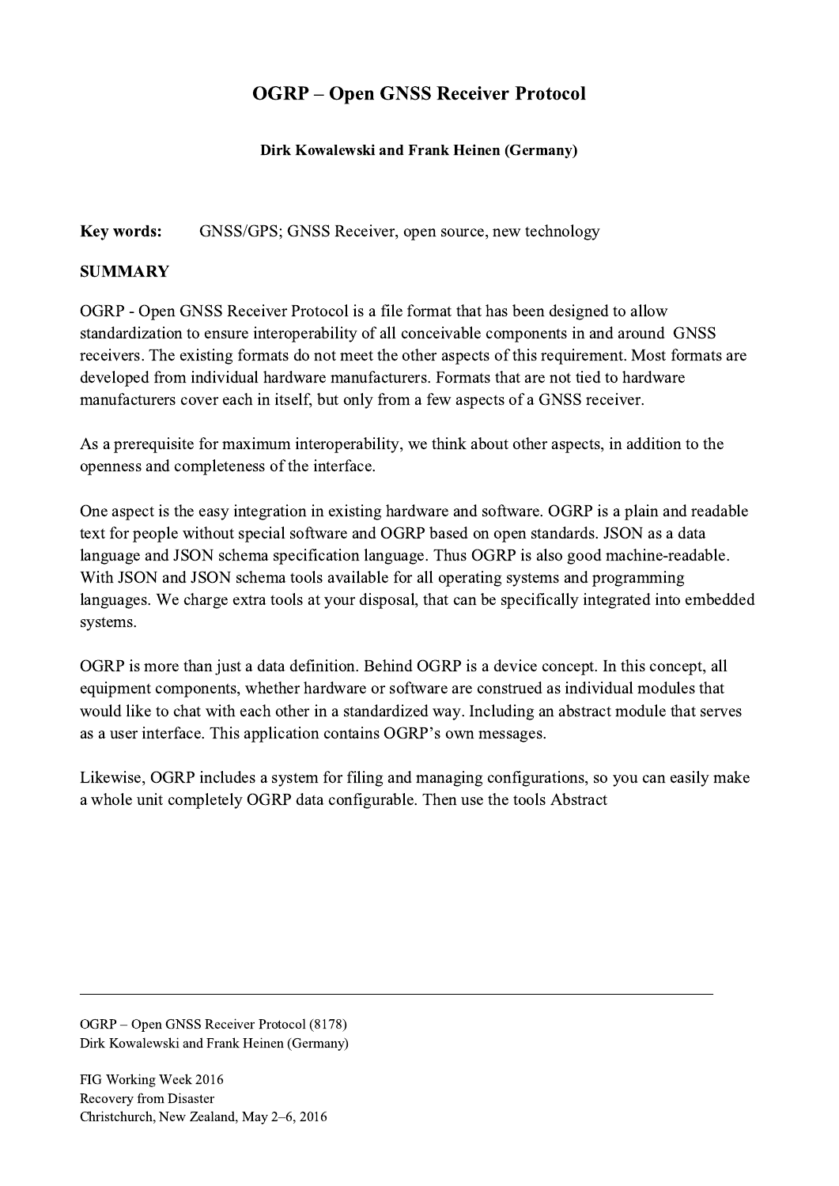# OGRP – Open GNSS Receiver Protocol

**Dirk Kowalewski and Frank Heinen (Germany)**

**Key words:** GNSS/GPS; GNSS Receiver, open source, new technology

## SUMMARY

OGRP - Open GNSS Receiver Protocol is a file format that has been designed to allow standardization to ensure interoperability of all conceivable components in and around GNSS receivers. The existing formats do not meet the other aspects of this requirement. Most formats are developed from individual hardware manufacturers. Formats that are not tied to hardware manufacturers cover each in itself, but only from a few aspects of a GNSS receiver.

As a prerequisite for maximum interoperability, we think about other aspects, in addition to the openness and completeness of the interface.

One aspect is the easy integration in existing hardware and software. OGRP is a plain and readable text for people without special software and OGRP based on open standards. JSON as a data language and JSON schema specification language. Thus OGRP is also good machine-readable. With JSON and JSON schema tools available for all operating systems and programming languages. We charge extra tools at your disposal, that can be specifically integrated into embedded systems.

OGRP is more than just a data definition. Behind OGRP is a device concept. In this concept, all equipment components, whether hardware or software are construed as individual modules that would like to chat with each other in a standardized way. Including an abstract module that serves as a user interface. This application contains OGRP's own messages.

Likewise, OGRP includes a system for filing and managing configurations, so you can easily make a whole unit completely OGRP data configurable. Then use the tools Abstract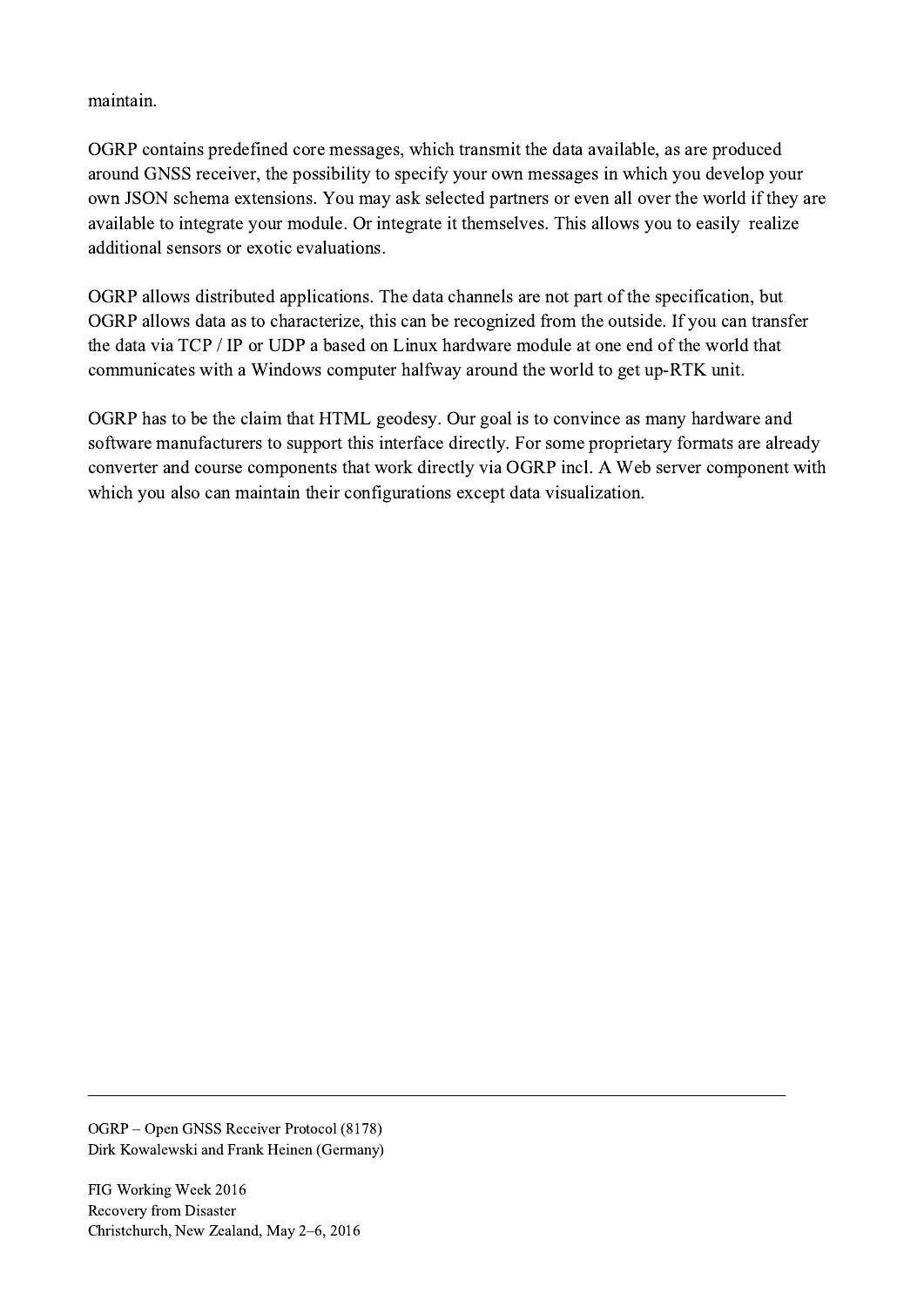maintain.

OGRP contains predefined core messages, which transmit the data available, as are produced around GNSS receiver, the possibility to specify your own messages in which you develop your own JSON schema extensions. You may ask selected partners or even all over the world if they are available to integrate your module. Or integrate it themselves. This allows you to easily realize additional sensors or exotic evaluations.

OGRP allows distributed applications. The data channels are not part of the specification, but OGRP allows data as to characterize, this can be recognized from the outside. If you can transfer the data via TCP / IP or UDP a based on Linux hardware module at one end of the world that communicates with a Windows computer halfway around the world to get up-RTK unit.

OGRP has to be the claim that HTML geodesy. Our goal is to convince as many hardware and software manufacturers to support this interface directly. For some proprietary formats are already converter and course components that work directly via OGRP incl. A Web server component with which you also can maintain their configurations except data visualization.